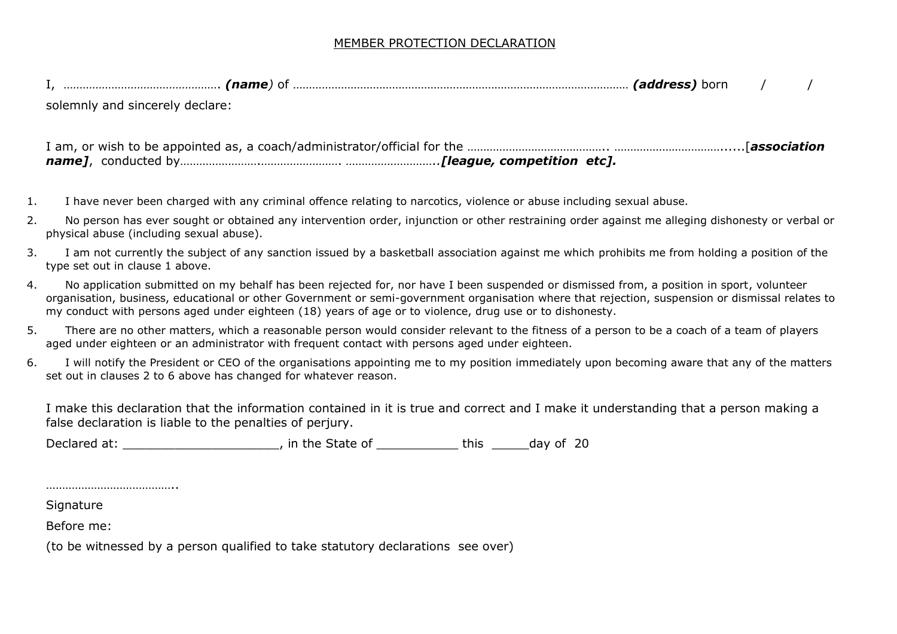MEMBER PROTECTION DECLARATION

I, …………………………………………. ***(name)*** of ……………………………………………………………………………………………… ***(address)*** born / /

solemnly and sincerely declare:

I am, or wish to be appointed as, a coach/administrator/official for the ……………………………………. …………………………….....[***association name]***, conducted by…………………..……………………. ………………………..***[league, competition etc].***

1. I have never been charged with any criminal offence relating to narcotics, violence or abuse including sexual abuse.
2. No person has ever sought or obtained any intervention order, injunction or other restraining order against me alleging dishonesty or verbal or physical abuse (including sexual abuse).
3. I am not currently the subject of any sanction issued by a basketball association against me which prohibits me from holding a position of the type set out in clause 1 above.
4. No application submitted on my behalf has been rejected for, nor have I been suspended or dismissed from, a position in sport, volunteer organisation, business, educational or other Government or semi-government organisation where that rejection, suspension or dismissal relates to my conduct with persons aged under eighteen (18) years of age or to violence, drug use or to dishonesty.
5. There are no other matters, which a reasonable person would consider relevant to the fitness of a person to be a coach of a team of players aged under eighteen or an administrator with frequent contact with persons aged under eighteen.
6. I will notify the President or CEO of the organisations appointing me to my position immediately upon becoming aware that any of the matters set out in clauses 2 to 6 above has changed for whatever reason.

I make this declaration that the information contained in it is true and correct and I make it understanding that a person making a false declaration is liable to the penalties of perjury.

Declared at: _____________________, in the State of ___________ this _____day of 20

…………………………………..

Signature

Before me:

(to be witnessed by a person qualified to take statutory declarations see over)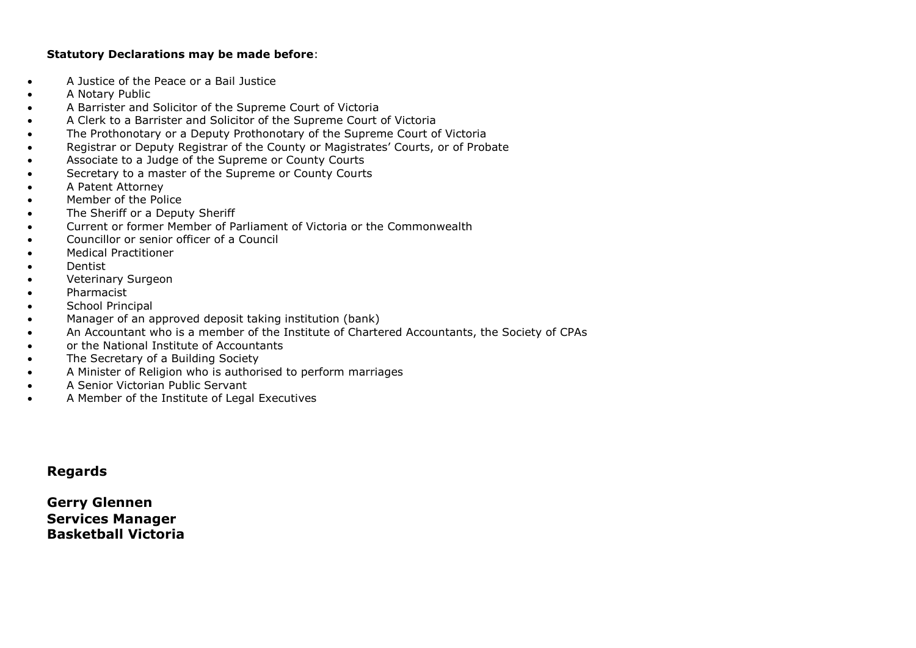**Statutory Declarations may be made before**:

- A Justice of the Peace or a Bail Justice
- A Notary Public
- A Barrister and Solicitor of the Supreme Court of Victoria
- A Clerk to a Barrister and Solicitor of the Supreme Court of Victoria
- The Prothonotary or a Deputy Prothonotary of the Supreme Court of Victoria
- Registrar or Deputy Registrar of the County or Magistrates' Courts, or of Probate
- Associate to a Judge of the Supreme or County Courts
- Secretary to a master of the Supreme or County Courts
- A Patent Attorney
- Member of the Police
- The Sheriff or a Deputy Sheriff
- Current or former Member of Parliament of Victoria or the Commonwealth
- Councillor or senior officer of a Council
- Medical Practitioner
- Dentist
- Veterinary Surgeon
- Pharmacist
- School Principal
- Manager of an approved deposit taking institution (bank)
- An Accountant who is a member of the Institute of Chartered Accountants, the Society of CPAs
- or the National Institute of Accountants
- The Secretary of a Building Society
- A Minister of Religion who is authorised to perform marriages
- A Senior Victorian Public Servant
- A Member of the Institute of Legal Executives

**Regards**

**Gerry Glennen**
**Services Manager**
**Basketball Victoria**